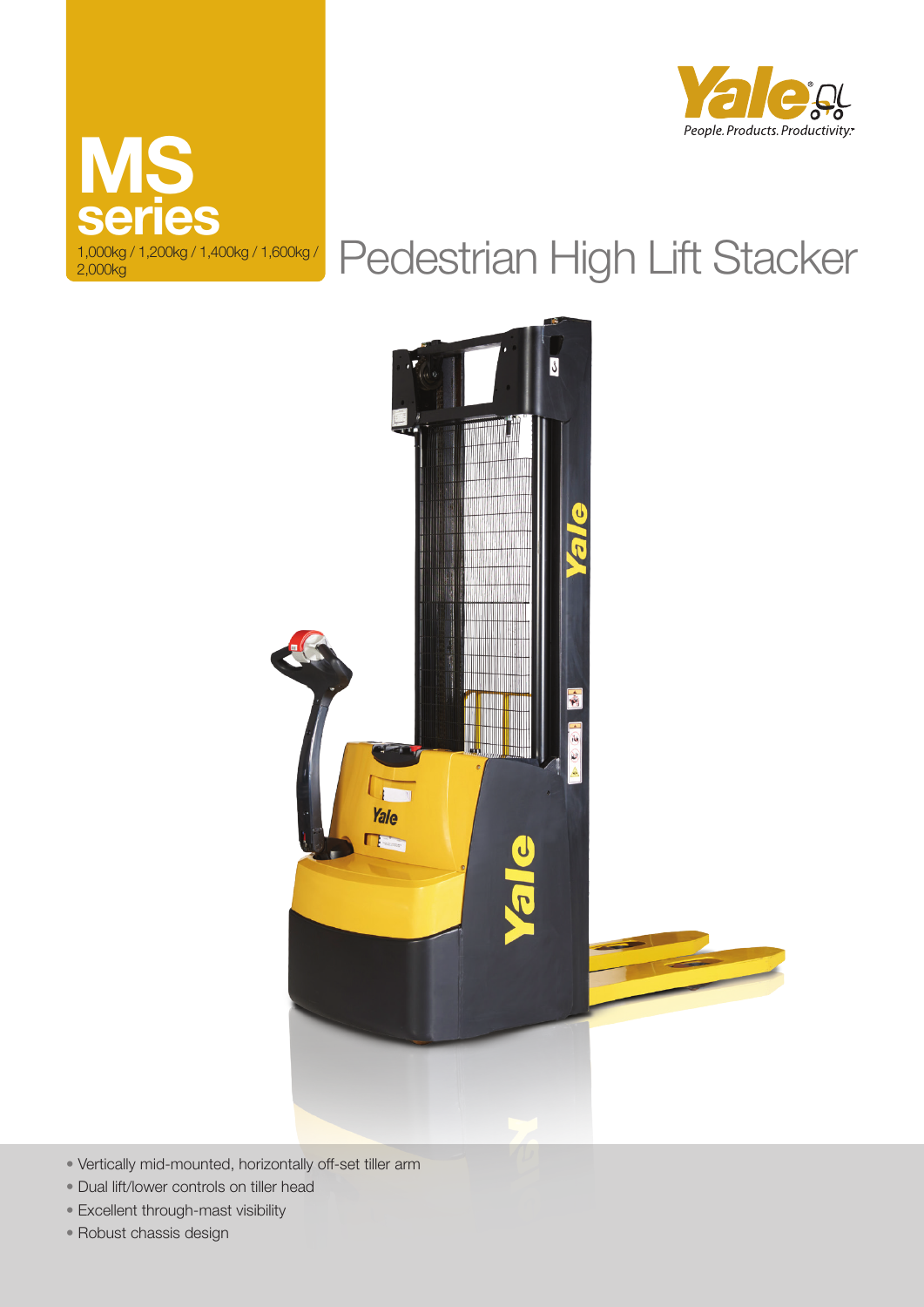# MS series

1,000kg / 1,200kg / 1,400kg / 1,600kg / 2,000kg

Yale

People. Products. Productivity.

## Pedestrian High Lift Stacker

- Vertically mid-mounted, horizontally off-set tiller arm
- Dual lift/lower controls on tiller head
- Excellent through-mast visibility
- Robust chassis design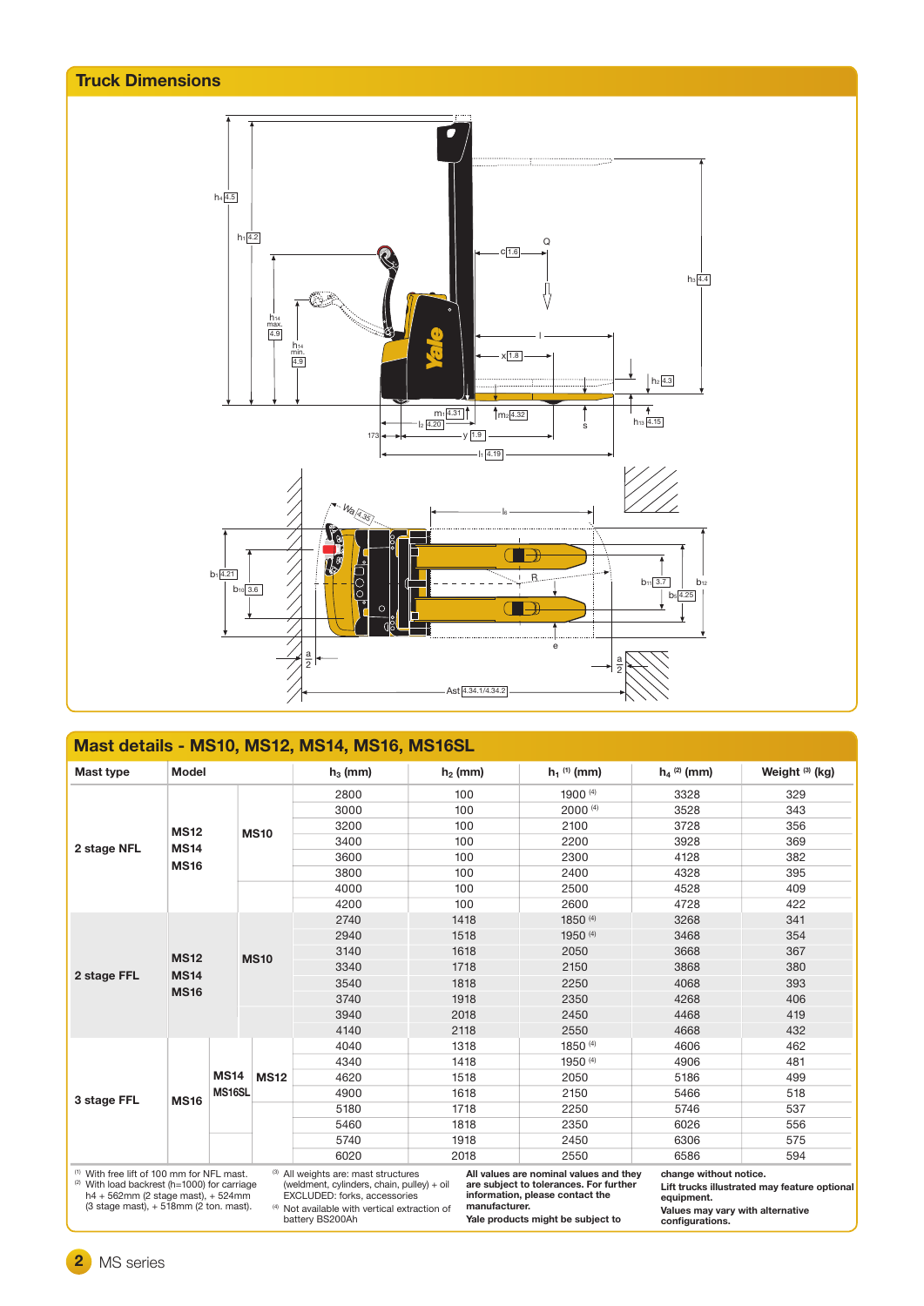## Truck Dimensions

## Mast details - MS10, MS12, MS14, MS16, MS16SL

| Mast type | Model | | | $h_3$ (mm) | $h_2$ (mm) | $h_1$ (1) (mm) | $h_4$ (2) (mm) | Weight (3) (kg) |
|---|---|---|---|---|---|---|---|---|
| 2 stage NFL | MS12 MS14 MS16 | MS10 | | 2800 | 100 | 1900 (4) | 3328 | 329 |
| | | | | 3000 | 100 | 2000 (4) | 3528 | 343 |
| | | | | 3200 | 100 | 2100 | 3728 | 356 |
| | | | | 3400 | 100 | 2200 | 3928 | 369 |
| | | | | 3600 | 100 | 2300 | 4128 | 382 |
| | | | | 3800 | 100 | 2400 | 4328 | 395 |
| | | | | 4000 | 100 | 2500 | 4528 | 409 |
| | | | | 4200 | 100 | 2600 | 4728 | 422 |
| 2 stage FFL | MS12 MS14 MS16 | MS10 | | 2740 | 1418 | 1850 (4) | 3268 | 341 |
| | | | | 2940 | 1518 | 1950 (4) | 3468 | 354 |
| | | | | 3140 | 1618 | 2050 | 3668 | 367 |
| | | | | 3340 | 1718 | 2150 | 3868 | 380 |
| | | | | 3540 | 1818 | 2250 | 4068 | 393 |
| | | | | 3740 | 1918 | 2350 | 4268 | 406 |
| | | | | 3940 | 2018 | 2450 | 4468 | 419 |
| | | | | 4140 | 2118 | 2550 | 4668 | 432 |
| 3 stage FFL | MS16 | MS14 MS16SL | MS12 | 4040 | 1318 | 1850 (4) | 4606 | 462 |
| | | | | 4340 | 1418 | 1950 (4) | 4906 | 481 |
| | | | | 4620 | 1518 | 2050 | 5186 | 499 |
| | | | | 4900 | 1618 | 2150 | 5466 | 518 |
| | | | | 5180 | 1718 | 2250 | 5746 | 537 |
| | | | | 5460 | 1818 | 2350 | 6026 | 556 |
| | | | | 5740 | 1918 | 2450 | 6306 | 575 |
| | | | | 6020 | 2018 | 2550 | 6586 | 594 |

(1) With free lift of 100 mm for NFL mast.
(2) With load backrest (h=1000) for carriage h4 + 562mm (2 stage mast), + 524mm (3 stage mast), + 518mm (2 ton. mast).
(3) All weights are: mast structures (weldment, cylinders, chain, pulley) + oil EXCLUDED: forks, accessories
(4) Not available with vertical extraction of battery BS200Ah

**All values are nominal values and they are subject to tolerances. For further information, please contact the manufacturer.**
**Yale products might be subject to change without notice.**
**Lift trucks illustrated may feature optional equipment.**
**Values may vary with alternative configurations.**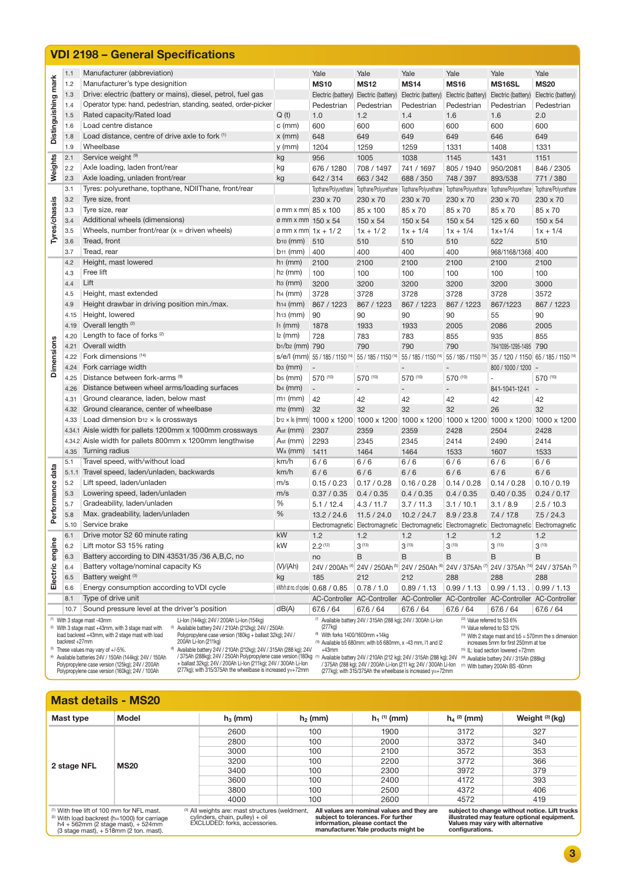## VDI 2198 – General Specifications

| Section | No. | Description | Unit | | | | | | |
|---|---|---|---|---|---|---|---|---|---|
| Distinguishing mark | 1.1 | Manufacturer (abbreviation) | | Yale | Yale | Yale | Yale | Yale | Yale |
| | 1.2 | Manufacturer's type designation | | **MS10** | **MS12** | **MS14** | **MS16** | **MS16SL** | **MS20** |
| | 1.3 | Drive: electric (battery or mains), diesel, petrol, fuel gas | | Electric (battery) | Electric (battery) | Electric (battery) | Electric (battery) | Electric (battery) | Electric (battery) |
| | 1.4 | Operator type: hand, pedestrian, standing, seated, order-picker | | Pedestrian | Pedestrian | Pedestrian | Pedestrian | Pedestrian | Pedestrian |
| | 1.5 | Rated capacity/Rated load | Q (t) | 1.0 | 1.2 | 1.4 | 1.6 | 1.6 | 2.0 |
| | 1.6 | Load centre distance | c (mm) | 600 | 600 | 600 | 600 | 600 | 600 |
| | 1.8 | Load distance, centre of drive axle to fork [1] | x (mm) | 648 | 649 | 649 | 649 | 646 | 649 |
| | 1.9 | Wheelbase | y (mm) | 1204 | 1259 | 1259 | 1331 | 1408 | 1331 |
| Weights | 2.1 | Service weight [9] | kg | 956 | 1005 | 1038 | 1145 | 1431 | 1151 |
| | 2.2 | Axle loading, laden front/rear | kg | 676 / 1280 | 708 / 1497 | 741 / 1697 | 805 / 1940 | 950/2081 | 846 / 2305 |
| | 2.3 | Axle loading, unladen front/rear | kg | 642 / 314 | 663 / 342 | 688 / 350 | 748 / 397 | 893/538 | 771 / 380 |
| Tyres/chassis | 3.1 | Tyres: polyurethane, topthane, NDIIThane, front/rear | | Topthane/Polyurethane | Topthane/Polyurethane | Topthane/Polyurethane | Topthane/Polyurethane | Topthane/Polyurethane | Topthane/Polyurethane |
| | 3.2 | Tyre size, front | | 230 x 70 | 230 x 70 | 230 x 70 | 230 x 70 | 230 x 70 | 230 x 70 |
| | 3.3 | Tyre size, rear | ø mm x mm | 85 x 100 | 85 x 100 | 85 x 70 | 85 x 70 | 85 x 70 | 85 x 70 |
| | 3.4 | Additional wheels (dimensions) | ø mm x mm | 150 x 54 | 150 x 54 | 150 x 54 | 150 x 54 | 125 x 60 | 150 x 54 |
| | 3.5 | Wheels, number front/rear (x = driven wheels) | ø mm x mm | 1x + 1/ 2 | 1x + 1/ 2 | 1x + 1/4 | 1x + 1/4 | 1x+1/4 | 1x + 1/4 |
| | 3.6 | Tread, front | $b_{10}$ (mm) | 510 | 510 | 510 | 510 | 522 | 510 |
| | 3.7 | Tread, rear | $b_{11}$ (mm) | 400 | 400 | 400 | 400 | 968/1168/1368 | 400 |
| Dimensions | 4.2 | Height, mast lowered | $h_1$ (mm) | 2100 | 2100 | 2100 | 2100 | 2100 | 2100 |
| | 4.3 | Free lift | $h_2$ (mm) | 100 | 100 | 100 | 100 | 100 | 100 |
| | 4.4 | Lift | $h_3$ (mm) | 3200 | 3200 | 3200 | 3200 | 3200 | 3000 |
| | 4.5 | Height, mast extended | $h_4$ (mm) | 3728 | 3728 | 3728 | 3728 | 3728 | 3572 |
| | 4.9 | Height drawbar in driving position min./max. | $h_{14}$ (mm) | 867 / 1223 | 867 / 1223 | 867 / 1223 | 867 / 1223 | 867/1223 | 867 / 1223 |
| | 4.15 | Height, lowered | $h_{13}$ (mm) | 90 | 90 | 90 | 90 | 55 | 90 |
| | 4.19 | Overall length [2] | $l_1$ (mm) | 1878 | 1933 | 1933 | 2005 | 2086 | 2005 |
| | 4.20 | Length to face of forks [2] | $l_2$ (mm) | 728 | 783 | 783 | 855 | 935 | 855 |
| | 4.21 | Overall width | $b_1/b_2$ (mm) | 790 | 790 | 790 | 790 | 794/1095-1295-1495 | 790 |
| | 4.22 | Fork dimensions [14] | s/e/l (mm) | 55 / 185 / 1150 [14] | 55 / 185 / 1150 [14] | 55 / 185 / 1150 [14] | 55 / 185 / 1150 [14] | 35 / 120 / 1150 | 65 / 185 / 1150 [14] |
| | 4.24 | Fork carriage width | $b_3$ (mm) | - | - | - | - | 800 / 1000 / 1200 | - |
| | 4.25 | Distance between fork-arms [9] | $b_5$ (mm) | 570 [10] | 570 [10] | 570 [10] | 570 [10] | | 570 [10] |
| | 4.26 | Distance between wheel arms/loading surfaces | $b_4$ (mm) | - | - | - | - | 841-1041-1241 | - |
| | 4.31 | Ground clearance, laden, below mast | $m_1$ (mm) | 42 | 42 | 42 | 42 | 42 | 42 |
| | 4.32 | Ground clearance, center of wheelbase | $m_2$ (mm) | 32 | 32 | 32 | 32 | 26 | 32 |
| | 4.33 | Load dimension $b_{12} \times l_6$ crossways | $b_{12} \times l_6$ (mm) | 1000 x 1200 | 1000 x 1200 | 1000 x 1200 | 1000 x 1200 | 1000 x 1200 | 1000 x 1200 |
| | 4.34.1 | Aisle width for pallets 1200mm x 1000mm crossways | Ast (mm) | 2307 | 2359 | 2359 | 2428 | 2504 | 2428 |
| | 4.34.2 | Aisle width for pallets 800mm x 1200mm lengthwise | Ast (mm) | 2293 | 2345 | 2345 | 2414 | 2490 | 2414 |
| | 4.35 | Turning radius | Wa (mm) | 1411 | 1464 | 1464 | 1533 | 1607 | 1533 |
| Performance data | 5.1 | Travel speed, with/without load | km/h | 6 / 6 | 6 / 6 | 6 / 6 | 6 / 6 | 6 / 6 | 6 / 6 |
| | 5.1.1 | Travel speed, laden/unladen, backwards | km/h | 6 / 6 | 6 / 6 | 6 / 6 | 6 / 6 | 6 / 6 | 6 / 6 |
| | 5.2 | Lift speed, laden/unladen | m/s | 0.15 / 0.23 | 0.17 / 0.28 | 0.16 / 0.28 | 0.14 / 0.28 | 0.14 / 0.28 | 0.10 / 0.19 |
| | 5.3 | Lowering speed, laden/unladen | m/s | 0.37 / 0.35 | 0.4 / 0.35 | 0.4 / 0.35 | 0.4 / 0.35 | 0.40 / 0.35 | 0.24 / 0.17 |
| | 5.7 | Gradeability, laden/unladen | % | 5.1 / 12.4 | 4.3 / 11.7 | 3.7 / 11.3 | 3.1 / 10.1 | 3.1 / 8.9 | 2.5 / 10.3 |
| | 5.8 | Max. gradeability, laden/unladen | % | 13.2 / 24.6 | 11.5 / 24.0 | 10.2 / 24.7 | 8.9 / 23.8 | 7.4 / 17.8 | 7.5 / 24.3 |
| | 5.10 | Service brake | | Electromagnetic | Electromagnetic | Electromagnetic | Electromagnetic | Electromagnetic | Electromagnetic |
| Electric engine | 6.1 | Drive motor S2 60 minute rating | kW | 1.2 | 1.2 | 1.2 | 1.2 | 1.2 | 1.2 |
| | 6.2 | Lift motor S3 15% rating | kW | 2.2 [12] | 3 [13] | 3 [13] | 3 [13] | 3 [13] | 3 [13] |
| | 6.3 | Battery according to DIN 43531/35 /36 A,B,C, no | | no | B | B | B | B | B |
| | 6.4 | Battery voltage/nominal capacity K5 | (V)/(Ah) | 24V / 200Ah [4] | 24V / 250Ah [5] | 24V / 250Ah [6] | 24V / 375Ah [7] | 24V / 375Ah [16] | 24V / 375Ah [7] |
| | 6.5 | Battery weight [3] | kg | 185 | 212 | 212 | 288 | 288 | 288 |
| | 6.6 | Energy consumption according to VDI cycle | kWh at no. of cycles | 0.68 / 0.85 | 0.78 / 1.0 | 0.89 / 1.13 | 0.99 / 1.13 | 0.99 / 1.13 . | 0.99 / 1.13 |
| | 8.1 | Type of drive unit | | AC-Controller | AC-Controller | AC-Controller | AC-Controller | AC-Controller | AC-Controller |
| | 10.7 | Sound pressure level at the driver's position | dB(A) | 67.6 / 64 | 67.6 / 64 | 67.6 / 64 | 67.6 / 64 | 67.6 / 64 | 67.6 / 64 |

(1) With 3 stage mast -43mm
(2) With 3 stage mast +43mm, with 3 stage mast with load backrest +43mm, with 2 stage mast with load backrest +27mm
(3) These values may vary of +/-5%.
(4) Available batteries 24V / 150Ah (144kg); 24V / 150Ah Polypropylene case version (125kg); 24V / 200Ah Polypropylene case version (160kg); 24V / 100Ah Li-Ion (144kg); 24V / 200Ah Li-Ion (154kg)
(5) Available battery 24V / 210Ah (212kg); 24V / 250Ah Polypropylene case version (180kg + ballast 32kg); 24V / 200Ah Li-Ion (211kg)
(6) Available battery 24V / 210Ah (212kg); 24V / 315Ah (288 kg); 24V / 375Ah (288kg); 24V / 250Ah Polypropylene case version (180kg + ballast 32kg); 24V / 200Ah Li-Ion (211kg); 24V / 300Ah Li-Ion (277kg); with 315/375Ah the wheelbase is increased y=+72mm
(7) Available battery 24V / 315Ah (288 kg); 24V / 300Ah Li-Ion (277kg)
(8) With forks 1400/1600mm +14kg
(10) Available b5 680mm: with b5 680mm, x -43 mm, l1 and l2 +43mm
(11) Available battery 24V / 210Ah (212 kg); 24V / 315Ah (288 kg); 24V / 375Ah (288 kg); 24V / 200Ah Li-Ion (211 kg); 24V / 300Ah Li-Ion (277kg); with 315/375Ah the wheelbase is increased y=+72mm
(12) Value referred to S3 6%
(13) Value referred to S3 12%
(14) With 2 stage mast and b5 = 570mm the s dimension increases 5mm for first 250mm at toe
(15) IL: load section lowered +72mm
(16) Available battery 24V / 315Ah (288kg)
(17) With battery 200Ah BS -60mm

## Mast details - MS20

| Mast type | Model | $h_3$ (mm) | $h_2$ (mm) | $h_1$ [1] (mm) | $h_4$ [2] (mm) | Weight [3] (kg) |
|---|---|---|---|---|---|---|
| 2 stage NFL | MS20 | 2600 | 100 | 1900 | 3172 | 327 |
| | | 2800 | 100 | 2000 | 3372 | 340 |
| | | 3000 | 100 | 2100 | 3572 | 353 |
| | | 3200 | 100 | 2200 | 3772 | 366 |
| | | 3400 | 100 | 2300 | 3972 | 379 |
| | | 3600 | 100 | 2400 | 4172 | 393 |
| | | 3800 | 100 | 2500 | 4372 | 406 |
| | | 4000 | 100 | 2600 | 4572 | 419 |

(1) With free lift of 100 mm for NFL mast.
(2) With load backrest (h=1000) for carriage h4 + 562mm (2 stage mast), + 524mm (3 stage mast), + 518mm (2 ton. mast).
(3) All weights are: mast structures (weldment, cylinders, chain, pulley) + oil EXCLUDED: forks, accessories.

**All values are nominal values and they are subject to tolerances. For further information, please contact the manufacturer. Yale products might be subject to change without notice. Lift trucks illustrated may feature optional equipment. Values may vary with alternative configurations.**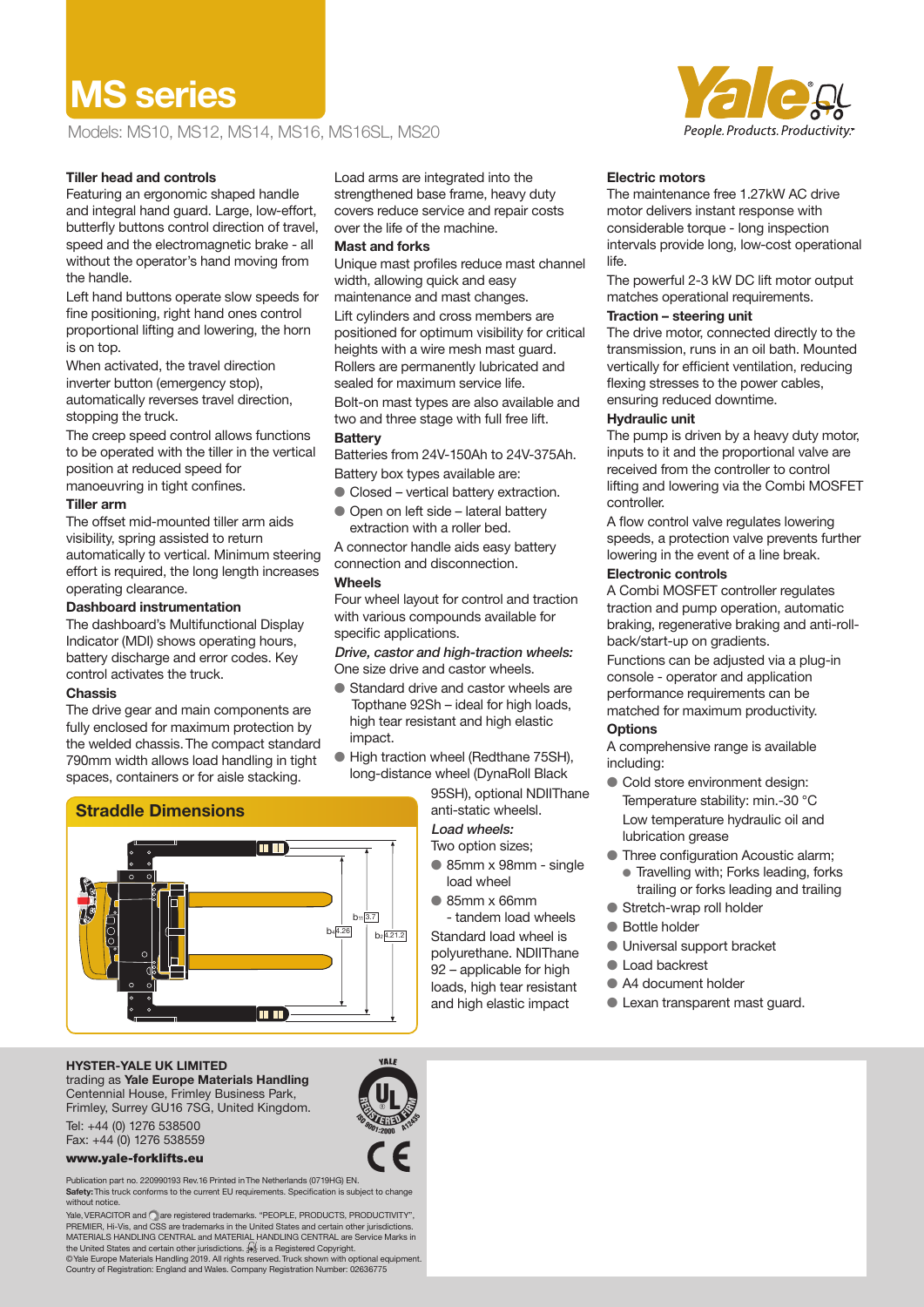# MS series

Models: MS10, MS12, MS14, MS16, MS16SL, MS20

People. Products. Productivity.

### Tiller head and controls

Featuring an ergonomic shaped handle and integral hand guard. Large, low-effort, butterfly buttons control direction of travel, speed and the electromagnetic brake - all without the operator's hand moving from the handle.

Left hand buttons operate slow speeds for fine positioning, right hand ones control proportional lifting and lowering, the horn is on top.

When activated, the travel direction inverter button (emergency stop), automatically reverses travel direction, stopping the truck.

The creep speed control allows functions to be operated with the tiller in the vertical position at reduced speed for manoeuvring in tight confines.

### Tiller arm

The offset mid-mounted tiller arm aids visibility, spring assisted to return automatically to vertical. Minimum steering effort is required, the long length increases operating clearance.

### Dashboard instrumentation

The dashboard's Multifunctional Display Indicator (MDI) shows operating hours, battery discharge and error codes. Key control activates the truck.

### Chassis

The drive gear and main components are fully enclosed for maximum protection by the welded chassis. The compact standard 790mm width allows load handling in tight spaces, containers or for aisle stacking.

Load arms are integrated into the strengthened base frame, heavy duty covers reduce service and repair costs over the life of the machine.

### Mast and forks

Unique mast profiles reduce mast channel width, allowing quick and easy maintenance and mast changes.

Lift cylinders and cross members are positioned for optimum visibility for critical heights with a wire mesh mast guard. Rollers are permanently lubricated and sealed for maximum service life.

Bolt-on mast types are also available and two and three stage with full free lift.

### Battery

Batteries from 24V-150Ah to 24V-375Ah.

Battery box types available are:

- Closed – vertical battery extraction.
- Open on left side – lateral battery extraction with a roller bed.

A connector handle aids easy battery connection and disconnection.

### Wheels

Four wheel layout for control and traction with various compounds available for specific applications.

*Drive, castor and high-traction wheels:*

One size drive and castor wheels.

- Standard drive and castor wheels are Topthane 92Sh – ideal for high loads, high tear resistant and high elastic impact.
- High traction wheel (Redthane 75SH), long-distance wheel (DynaRoll Black 95SH), optional NDIIThane anti-static wheelsl.

*Load wheels:*

Two option sizes;

- 85mm x 98mm - single load wheel
- 85mm x 66mm - tandem load wheels

Standard load wheel is polyurethane. NDIIThane 92 – applicable for high loads, high tear resistant and high elastic impact

### Straddle Dimensions

b11 3.7
b4 4.26
b5 4.21.2

### Electric motors

The maintenance free 1.27kW AC drive motor delivers instant response with considerable torque - long inspection intervals provide long, low-cost operational life.

The powerful 2-3 kW DC lift motor output matches operational requirements.

### Traction – steering unit

The drive motor, connected directly to the transmission, runs in an oil bath. Mounted vertically for efficient ventilation, reducing flexing stresses to the power cables, ensuring reduced downtime.

### Hydraulic unit

The pump is driven by a heavy duty motor, inputs to it and the proportional valve are received from the controller to control lifting and lowering via the Combi MOSFET controller.

A flow control valve regulates lowering speeds, a protection valve prevents further lowering in the event of a line break.

### Electronic controls

A Combi MOSFET controller regulates traction and pump operation, automatic braking, regenerative braking and anti-roll-back/start-up on gradients.

Functions can be adjusted via a plug-in console - operator and application performance requirements can be matched for maximum productivity.

### Options

A comprehensive range is available including:

- Cold store environment design: Temperature stability: min.-30 °C Low temperature hydraulic oil and lubrication grease
- Three configuration Acoustic alarm;
  - Travelling with; Forks leading, forks trailing or forks leading and trailing
- Stretch-wrap roll holder
- Bottle holder
- Universal support bracket
- Load backrest
- A4 document holder
- Lexan transparent mast guard.

**HYSTER-YALE UK LIMITED**
trading as **Yale Europe Materials Handling**
Centennial House, Frimley Business Park,
Frimley, Surrey GU16 7SG, United Kingdom.
Tel: +44 (0) 1276 538500
Fax: +44 (0) 1276 538559
**www.yale-forklifts.eu**

YALE UL REGISTERED FIRM ISO 9001:2000 A12435

Publication part no. 220990193 Rev.16 Printed in The Netherlands (0719HG) EN.
**Safety:** This truck conforms to the current EU requirements. Specification is subject to change without notice.
Yale, VERACITOR and are registered trademarks. "PEOPLE, PRODUCTS, PRODUCTIVITY", PREMIER, Hi-Vis, and CSS are trademarks in the United States and certain other jurisdictions. MATERIALS HANDLING CENTRAL and MATERIAL HANDLING CENTRAL are Service Marks in the United States and certain other jurisdictions. is a Registered Copyright.
©Yale Europe Materials Handling 2019. All rights reserved. Truck shown with optional equipment.
Country of Registration: England and Wales. Company Registration Number: 02636775